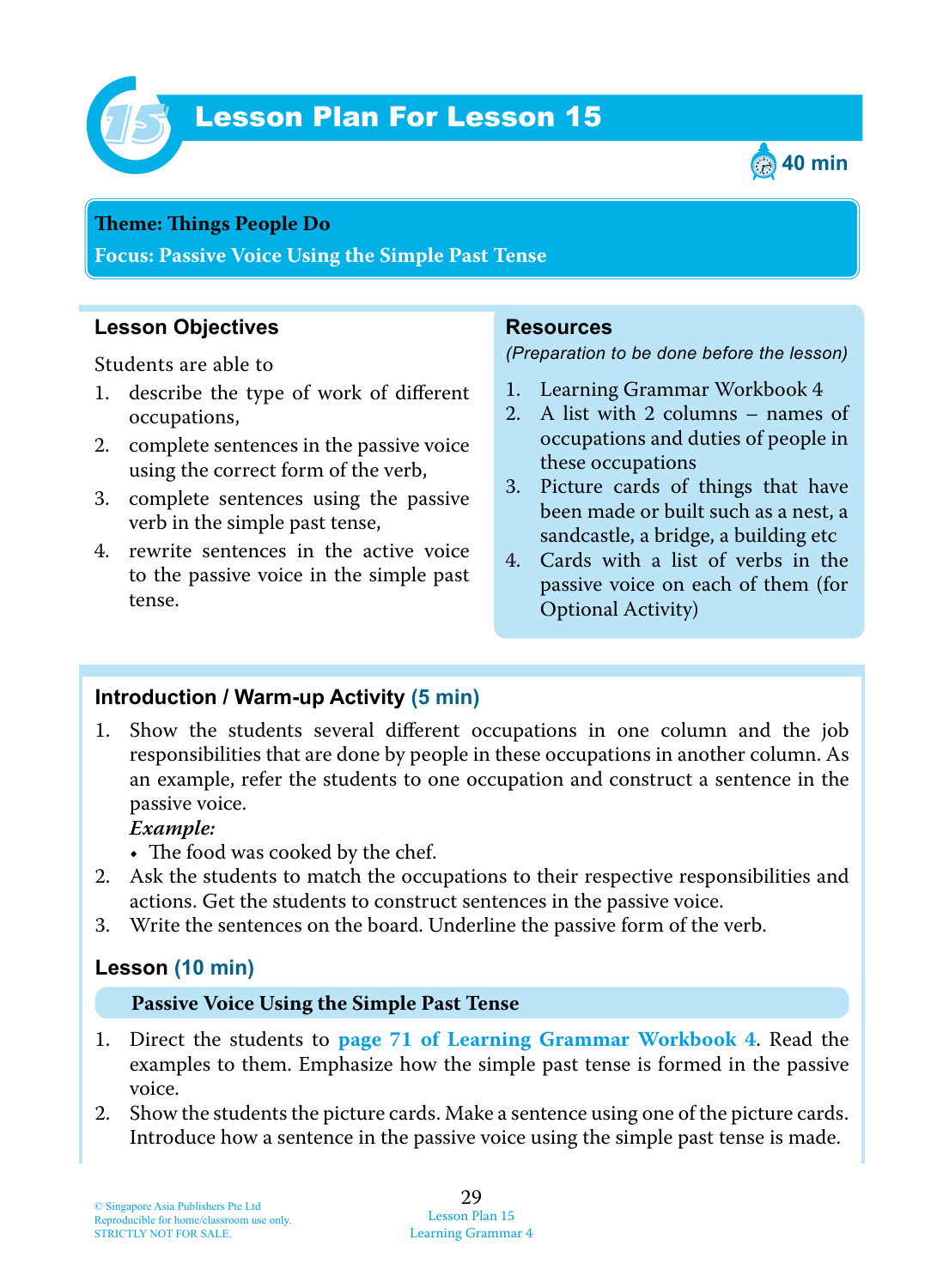# Lesson Plan For Lesson 15

40 min

**Theme: Things People Do**

**Focus: Passive Voice Using the Simple Past Tense**

## Lesson Objectives

Students are able to

1. describe the type of work of different occupations,
2. complete sentences in the passive voice using the correct form of the verb,
3. complete sentences using the passive verb in the simple past tense,
4. rewrite sentences in the active voice to the passive voice in the simple past tense.

## Resources

*(Preparation to be done before the lesson)*

1. Learning Grammar Workbook 4
2. A list with 2 columns – names of occupations and duties of people in these occupations
3. Picture cards of things that have been made or built such as a nest, a sandcastle, a bridge, a building etc
4. Cards with a list of verbs in the passive voice on each of them (for Optional Activity)

## Introduction / Warm-up Activity (5 min)

1. Show the students several different occupations in one column and the job responsibilities that are done by people in these occupations in another column. As an example, refer the students to one occupation and construct a sentence in the passive voice.
   ***Example:***
   - The food was cooked by the chef.
2. Ask the students to match the occupations to their respective responsibilities and actions. Get the students to construct sentences in the passive voice.
3. Write the sentences on the board. Underline the passive form of the verb.

## Lesson (10 min)

**Passive Voice Using the Simple Past Tense**

1. Direct the students to **page 71 of Learning Grammar Workbook 4**. Read the examples to them. Emphasize how the simple past tense is formed in the passive voice.
2. Show the students the picture cards. Make a sentence using one of the picture cards. Introduce how a sentence in the passive voice using the simple past tense is made.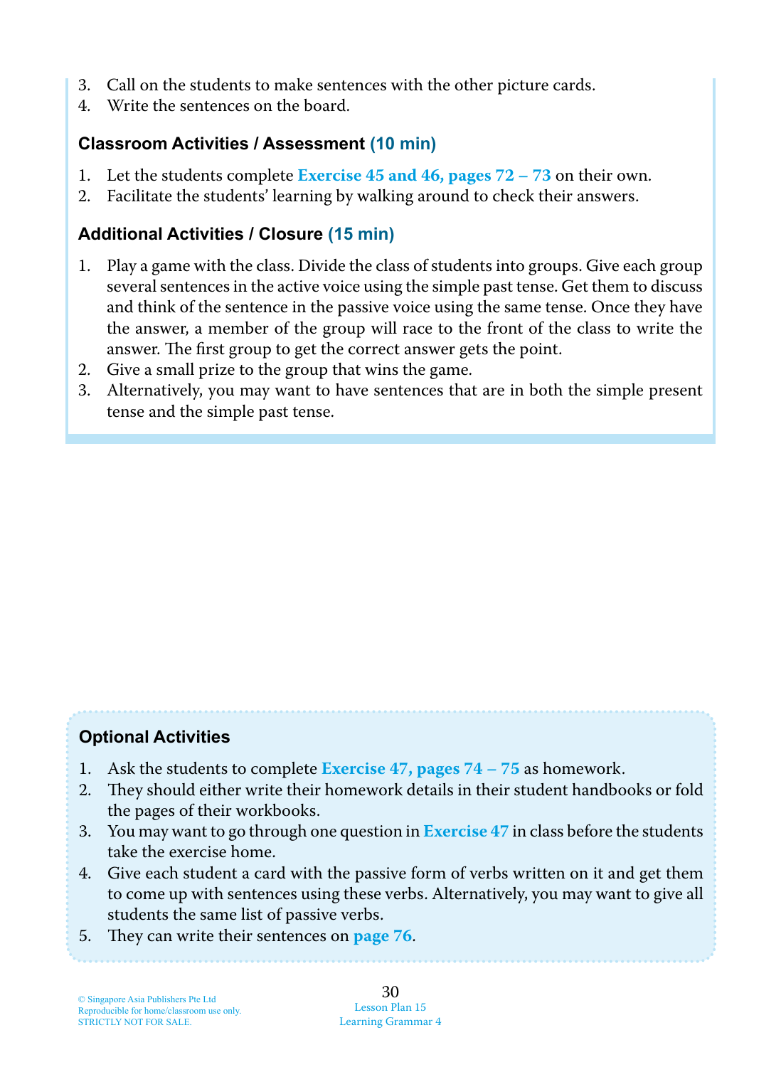3. Call on the students to make sentences with the other picture cards.
4. Write the sentences on the board.

### Classroom Activities / Assessment (10 min)

1. Let the students complete **Exercise 45 and 46, pages 72 – 73** on their own.
2. Facilitate the students' learning by walking around to check their answers.

### Additional Activities / Closure (15 min)

1. Play a game with the class. Divide the class of students into groups. Give each group several sentences in the active voice using the simple past tense. Get them to discuss and think of the sentence in the passive voice using the same tense. Once they have the answer, a member of the group will race to the front of the class to write the answer. The first group to get the correct answer gets the point.
2. Give a small prize to the group that wins the game.
3. Alternatively, you may want to have sentences that are in both the simple present tense and the simple past tense.

### Optional Activities

1. Ask the students to complete **Exercise 47, pages 74 – 75** as homework.
2. They should either write their homework details in their student handbooks or fold the pages of their workbooks.
3. You may want to go through one question in **Exercise 47** in class before the students take the exercise home.
4. Give each student a card with the passive form of verbs written on it and get them to come up with sentences using these verbs. Alternatively, you may want to give all students the same list of passive verbs.
5. They can write their sentences on **page 76**.